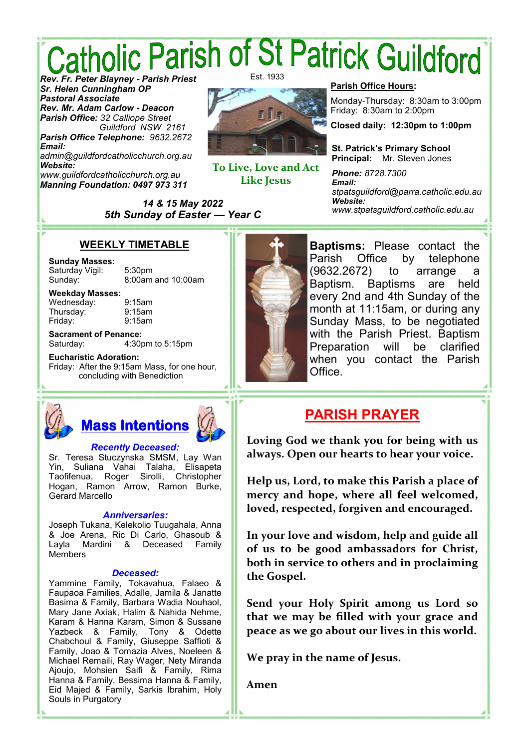# Catholic Parish of St Patrick Guildford

Est. 1933

***Rev. Fr. Peter Blayney - Parish Priest***
***Sr. Helen Cunningham OP***
***Pastoral Associate***
***Rev. Mr. Adam Carlow - Deacon***
***Parish Office:*** *32 Calliope Street Guildford NSW 2161*
***Parish Office Telephone:*** *9632.2672*
***Email:*** *admin@guildfordcatholicchurch.org.au*
***Website:*** *www.guildfordcatholicchurch.org.au*
***Manning Foundation: 0497 973 311***

**To Live, Love and Act Like Jesus**

**Parish Office Hours:**

Monday-Thursday: 8:30am to 3:00pm
Friday: 8:30am to 2:00pm

**Closed daily: 12:30pm to 1:00pm**

**St. Patrick's Primary School**
**Principal:** Mr. Steven Jones
***Phone:*** *8728.7300*
***Email:*** *stpatsguildford@parra.catholic.edu.au*
***Website:*** *www.stpatsguildford.catholic.edu.au*

***14 & 15 May 2022***
***5th Sunday of Easter — Year C***

## WEEKLY TIMETABLE

**Sunday Masses:**
Saturday Vigil: 5:30pm
Sunday: 8:00am and 10:00am

**Weekday Masses:**
Wednesday: 9:15am
Thursday: 9:15am
Friday: 9:15am

**Sacrament of Penance:**
Saturday: 4:30pm to 5:15pm

**Eucharistic Adoration:**
Friday: After the 9:15am Mass, for one hour, concluding with Benediction

**Baptisms:** Please contact the Parish Office by telephone (9632.2672) to arrange a Baptism. Baptisms are held every 2nd and 4th Sunday of the month at 11:15am, or during any Sunday Mass, to be negotiated with the Parish Priest. Baptism Preparation will be clarified when you contact the Parish Office.

## Mass Intentions

***Recently Deceased:***
Sr. Teresa Stuczynska SMSM, Lay Wan Yin, Suliana Vahai Talaha, Elisapeta Taofifenua, Roger Sirolli, Christopher Hogan, Ramon Arrow, Ramon Burke, Gerard Marcello

***Anniversaries:***
Joseph Tukana, Kelekolio Tuugahala, Anna & Joe Arena, Ric Di Carlo, Ghasoub & Layla Mardini & Deceased Family Members

***Deceased:***
Yammine Family, Tokavahua, Falaeo & Faupaoa Families, Adalle, Jamila & Janatte Basima & Family, Barbara Wadia Nouhaol, Mary Jane Axiak, Halim & Nahida Nehme, Karam & Hanna Karam, Simon & Sussane Yazbeck & Family, Tony & Odette Chabchoul & Family, Giuseppe Saffioti & Family, Joao & Tomazia Alves, Noeleen & Michael Remaili, Ray Wager, Nety Miranda Ajoujo, Mohsien Saifi & Family, Rima Hanna & Family, Bessima Hanna & Family, Eid Majed & Family, Sarkis Ibrahim, Holy Souls in Purgatory

## PARISH PRAYER

**Loving God we thank you for being with us always. Open our hearts to hear your voice.**

**Help us, Lord, to make this Parish a place of mercy and hope, where all feel welcomed, loved, respected, forgiven and encouraged.**

**In your love and wisdom, help and guide all of us to be good ambassadors for Christ, both in service to others and in proclaiming the Gospel.**

**Send your Holy Spirit among us Lord so that we may be filled with your grace and peace as we go about our lives in this world.**

**We pray in the name of Jesus.**

**Amen**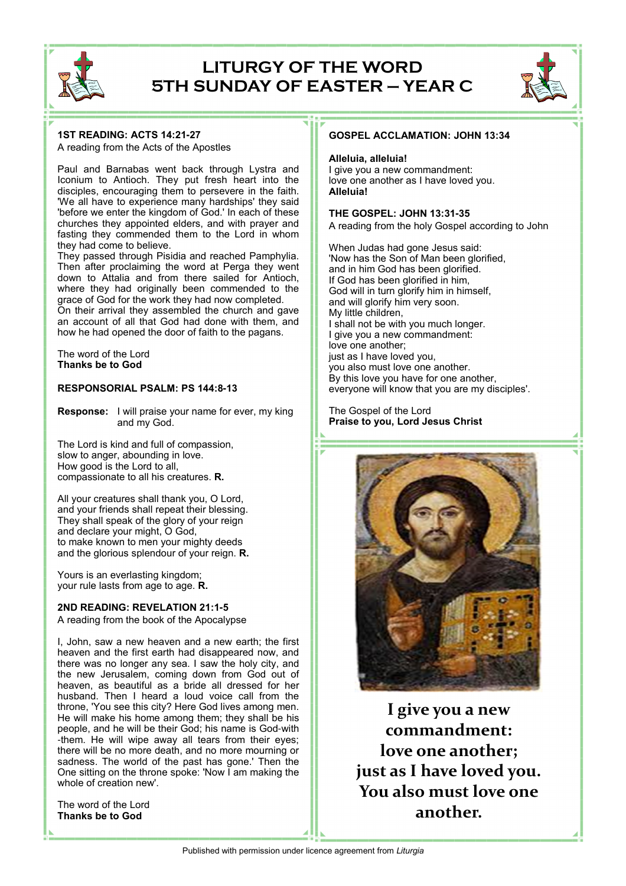# LITURGY OF THE WORD
# 5TH SUNDAY OF EASTER – YEAR C

**1ST READING: ACTS 14:21-27**
A reading from the Acts of the Apostles

Paul and Barnabas went back through Lystra and Iconium to Antioch. They put fresh heart into the disciples, encouraging them to persevere in the faith. 'We all have to experience many hardships' they said 'before we enter the kingdom of God.' In each of these churches they appointed elders, and with prayer and fasting they commended them to the Lord in whom they had come to believe.
They passed through Pisidia and reached Pamphylia. Then after proclaiming the word at Perga they went down to Attalia and from there sailed for Antioch, where they had originally been commended to the grace of God for the work they had now completed.
On their arrival they assembled the church and gave an account of all that God had done with them, and how he had opened the door of faith to the pagans.

The word of the Lord
**Thanks be to God**

**RESPONSORIAL PSALM: PS 144:8-13**

**Response:** I will praise your name for ever, my king and my God.

The Lord is kind and full of compassion,
slow to anger, abounding in love.
How good is the Lord to all,
compassionate to all his creatures. **R.**

All your creatures shall thank you, O Lord,
and your friends shall repeat their blessing.
They shall speak of the glory of your reign
and declare your might, O God,
to make known to men your mighty deeds
and the glorious splendour of your reign. **R.**

Yours is an everlasting kingdom;
your rule lasts from age to age. **R.**

**2ND READING: REVELATION 21:1-5**
A reading from the book of the Apocalypse

I, John, saw a new heaven and a new earth; the first heaven and the first earth had disappeared now, and there was no longer any sea. I saw the holy city, and the new Jerusalem, coming down from God out of heaven, as beautiful as a bride all dressed for her husband. Then I heard a loud voice call from the throne, 'You see this city? Here God lives among men. He will make his home among them; they shall be his people, and he will be their God; his name is God-with-them. He will wipe away all tears from their eyes; there will be no more death, and no more mourning or sadness. The world of the past has gone.' Then the One sitting on the throne spoke: 'Now I am making the whole of creation new'.

The word of the Lord
**Thanks be to God**

**GOSPEL ACCLAMATION: JOHN 13:34**

**Alleluia, alleluia!**
I give you a new commandment:
love one another as I have loved you.
**Alleluia!**

**THE GOSPEL: JOHN 13:31-35**
A reading from the holy Gospel according to John

When Judas had gone Jesus said:
'Now has the Son of Man been glorified,
and in him God has been glorified.
If God has been glorified in him,
God will in turn glorify him in himself,
and will glorify him very soon.
My little children,
I shall not be with you much longer.
I give you a new commandment:
love one another;
just as I have loved you,
you also must love one another.
By this love you have for one another,
everyone will know that you are my disciples'.

The Gospel of the Lord
**Praise to you, Lord Jesus Christ**

**I give you a new commandment: love one another; just as I have loved you. You also must love one another.**

Published with permission under licence agreement from *Liturgia*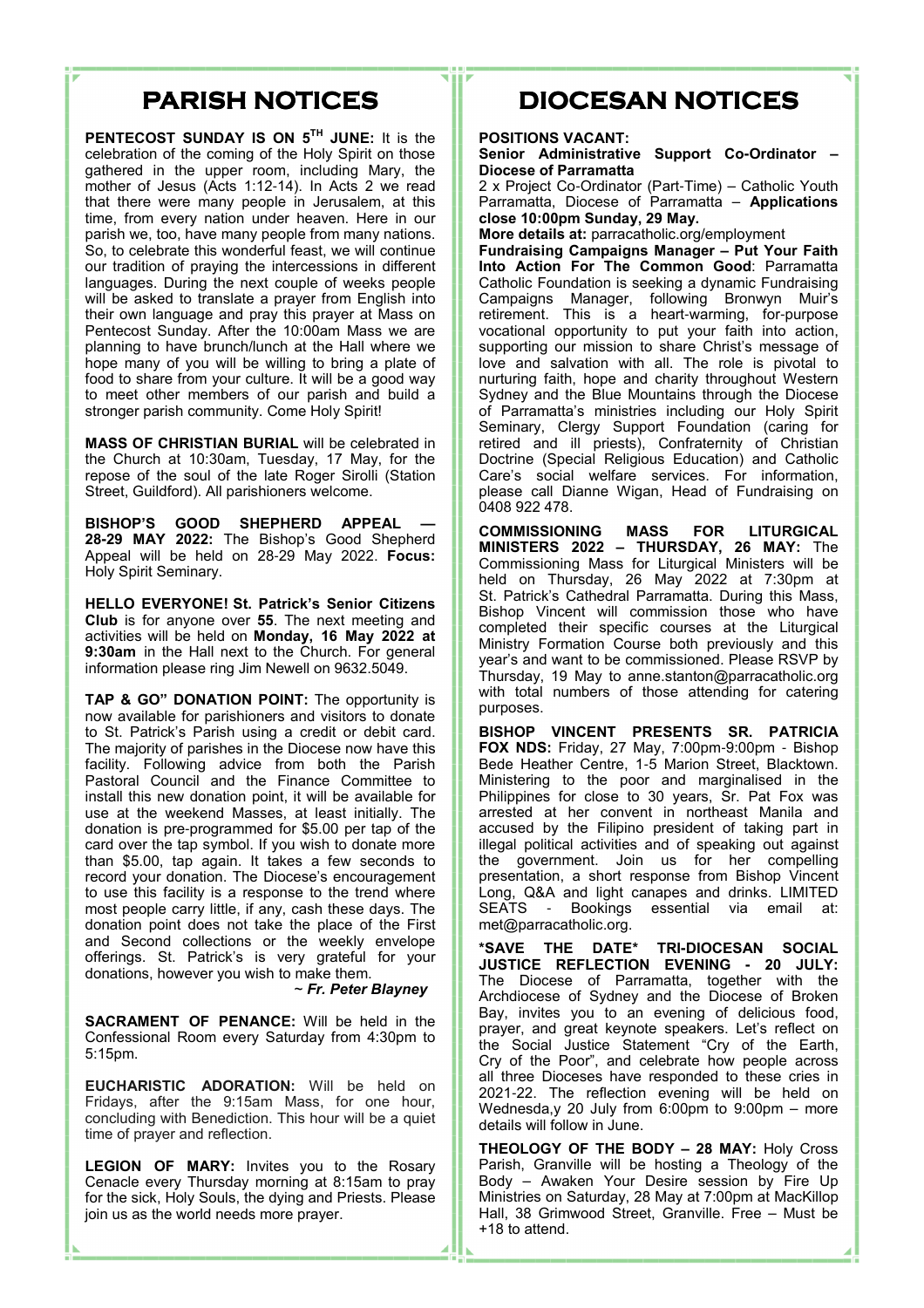# PARISH NOTICES

**PENTECOST SUNDAY IS ON 5TH JUNE:** It is the celebration of the coming of the Holy Spirit on those gathered in the upper room, including Mary, the mother of Jesus (Acts 1:12-14). In Acts 2 we read that there were many people in Jerusalem, at this time, from every nation under heaven. Here in our parish we, too, have many people from many nations. So, to celebrate this wonderful feast, we will continue our tradition of praying the intercessions in different languages. During the next couple of weeks people will be asked to translate a prayer from English into their own language and pray this prayer at Mass on Pentecost Sunday. After the 10:00am Mass we are planning to have brunch/lunch at the Hall where we hope many of you will be willing to bring a plate of food to share from your culture. It will be a good way to meet other members of our parish and build a stronger parish community. Come Holy Spirit!

**MASS OF CHRISTIAN BURIAL** will be celebrated in the Church at 10:30am, Tuesday, 17 May, for the repose of the soul of the late Roger Sirolli (Station Street, Guildford). All parishioners welcome.

**BISHOP'S GOOD SHEPHERD APPEAL — 28-29 MAY 2022:** The Bishop's Good Shepherd Appeal will be held on 28-29 May 2022. **Focus:** Holy Spirit Seminary.

**HELLO EVERYONE! St. Patrick's Senior Citizens Club** is for anyone over **55**. The next meeting and activities will be held on **Monday, 16 May 2022 at 9:30am** in the Hall next to the Church. For general information please ring Jim Newell on 9632.5049.

**TAP & GO" DONATION POINT:** The opportunity is now available for parishioners and visitors to donate to St. Patrick's Parish using a credit or debit card. The majority of parishes in the Diocese now have this facility. Following advice from both the Parish Pastoral Council and the Finance Committee to install this new donation point, it will be available for use at the weekend Masses, at least initially. The donation is pre-programmed for $5.00 per tap of the card over the tap symbol. If you wish to donate more than $5.00, tap again. It takes a few seconds to record your donation. The Diocese's encouragement to use this facility is a response to the trend where most people carry little, if any, cash these days. The donation point does not take the place of the First and Second collections or the weekly envelope offerings. St. Patrick's is very grateful for your donations, however you wish to make them.

***~ Fr. Peter Blayney***

**SACRAMENT OF PENANCE:** Will be held in the Confessional Room every Saturday from 4:30pm to 5:15pm.

**EUCHARISTIC ADORATION:** Will be held on Fridays, after the 9:15am Mass, for one hour, concluding with Benediction. This hour will be a quiet time of prayer and reflection.

**LEGION OF MARY:** Invites you to the Rosary Cenacle every Thursday morning at 8:15am to pray for the sick, Holy Souls, the dying and Priests. Please join us as the world needs more prayer.

# DIOCESAN NOTICES

**POSITIONS VACANT:**

**Senior Administrative Support Co-Ordinator – Diocese of Parramatta**

2 x Project Co-Ordinator (Part-Time) – Catholic Youth Parramatta, Diocese of Parramatta – **Applications close 10:00pm Sunday, 29 May.**

**More details at:** parracatholic.org/employment

**Fundraising Campaigns Manager – Put Your Faith Into Action For The Common Good**: Parramatta Catholic Foundation is seeking a dynamic Fundraising Campaigns Manager, following Bronwyn Muir's retirement. This is a heart-warming, for-purpose vocational opportunity to put your faith into action, supporting our mission to share Christ's message of love and salvation with all. The role is pivotal to nurturing faith, hope and charity throughout Western Sydney and the Blue Mountains through the Diocese of Parramatta's ministries including our Holy Spirit Seminary, Clergy Support Foundation (caring for retired and ill priests), Confraternity of Christian Doctrine (Special Religious Education) and Catholic Care's social welfare services. For information, please call Dianne Wigan, Head of Fundraising on 0408 922 478.

**COMMISSIONING MASS FOR LITURGICAL MINISTERS 2022 – THURSDAY, 26 MAY:** The Commissioning Mass for Liturgical Ministers will be held on Thursday, 26 May 2022 at 7:30pm at St. Patrick's Cathedral Parramatta. During this Mass, Bishop Vincent will commission those who have completed their specific courses at the Liturgical Ministry Formation Course both previously and this year's and want to be commissioned. Please RSVP by Thursday, 19 May to anne.stanton@parracatholic.org with total numbers of those attending for catering purposes.

**BISHOP VINCENT PRESENTS SR. PATRICIA FOX NDS:** Friday, 27 May, 7:00pm-9:00pm - Bishop Bede Heather Centre, 1-5 Marion Street, Blacktown. Ministering to the poor and marginalised in the Philippines for close to 30 years, Sr. Pat Fox was arrested at her convent in northeast Manila and accused by the Filipino president of taking part in illegal political activities and of speaking out against the government. Join us for her compelling presentation, a short response from Bishop Vincent Long, Q&A and light canapes and drinks. LIMITED SEATS - Bookings essential via email at: met@parracatholic.org.

***SAVE THE DATE* TRI-DIOCESAN SOCIAL JUSTICE REFLECTION EVENING - 20 JULY:** The Diocese of Parramatta, together with the Archdiocese of Sydney and the Diocese of Broken Bay, invites you to an evening of delicious food, prayer, and great keynote speakers. Let's reflect on the Social Justice Statement "Cry of the Earth, Cry of the Poor", and celebrate how people across all three Dioceses have responded to these cries in 2021-22. The reflection evening will be held on Wednesda,y 20 July from 6:00pm to 9:00pm – more details will follow in June.

**THEOLOGY OF THE BODY – 28 MAY:** Holy Cross Parish, Granville will be hosting a Theology of the Body – Awaken Your Desire session by Fire Up Ministries on Saturday, 28 May at 7:00pm at MacKillop Hall, 38 Grimwood Street, Granville. Free – Must be +18 to attend.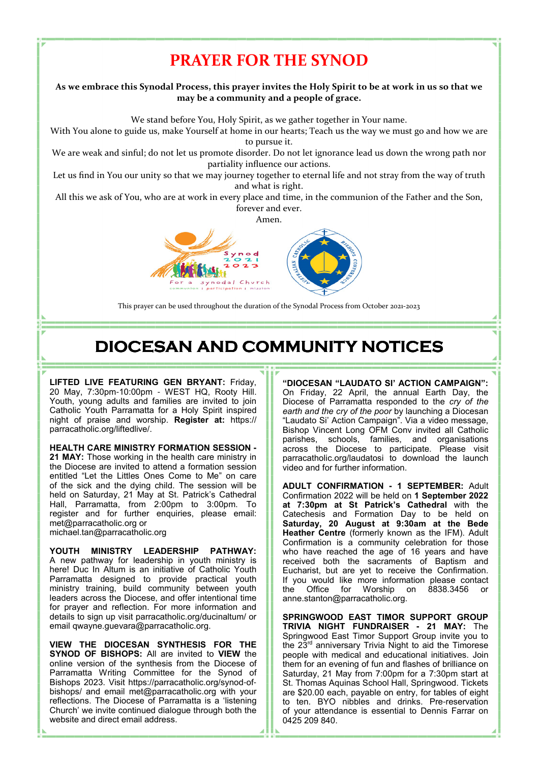# PRAYER FOR THE SYNOD

**As we embrace this Synodal Process, this prayer invites the Holy Spirit to be at work in us so that we may be a community and a people of grace.**

We stand before You, Holy Spirit, as we gather together in Your name.
With You alone to guide us, make Yourself at home in our hearts; Teach us the way we must go and how we are to pursue it.
We are weak and sinful; do not let us promote disorder. Do not let ignorance lead us down the wrong path nor partiality influence our actions.
Let us find in You our unity so that we may journey together to eternal life and not stray from the way of truth and what is right.
All this we ask of You, who are at work in every place and time, in the communion of the Father and the Son, forever and ever.
Amen.

This prayer can be used throughout the duration of the Synodal Process from October 2021-2023

# DIOCESAN AND COMMUNITY NOTICES

**LIFTED LIVE FEATURING GEN BRYANT:** Friday, 20 May, 7:30pm-10:00pm - WEST HQ, Rooty Hill. Youth, young adults and families are invited to join Catholic Youth Parramatta for a Holy Spirit inspired night of praise and worship. **Register at:** https://parracatholic.org/liftedlive/.

**HEALTH CARE MINISTRY FORMATION SESSION - 21 MAY:** Those working in the health care ministry in the Diocese are invited to attend a formation session entitled "Let the Littles Ones Come to Me" on care of the sick and the dying child. The session will be held on Saturday, 21 May at St. Patrick's Cathedral Hall, Parramatta, from 2:00pm to 3:00pm. To register and for further enquiries, please email: met@parracatholic.org or michael.tan@parracatholic.org

**YOUTH MINISTRY LEADERSHIP PATHWAY:** A new pathway for leadership in youth ministry is here! Duc In Altum is an initiative of Catholic Youth Parramatta designed to provide practical youth ministry training, build community between youth leaders across the Diocese, and offer intentional time for prayer and reflection. For more information and details to sign up visit parracatholic.org/ducinaltum/ or email qwayne.guevara@parracatholic.org.

**VIEW THE DIOCESAN SYNTHESIS FOR THE SYNOD OF BISHOPS:** All are invited to **VIEW** the online version of the synthesis from the Diocese of Parramatta Writing Committee for the Synod of Bishops 2023. Visit https://parracatholic.org/synod-of-bishops/ and email met@parracatholic.org with your reflections. The Diocese of Parramatta is a 'listening Church' we invite continued dialogue through both the website and direct email address.

**"DIOCESAN "LAUDATO SI' ACTION CAMPAIGN":** On Friday, 22 April, the annual Earth Day, the Diocese of Parramatta responded to the *cry of the earth and the cry of the poor* by launching a Diocesan "Laudato Si' Action Campaign". Via a video message, Bishop Vincent Long OFM Conv invited all Catholic parishes, schools, families, and organisations across the Diocese to participate. Please visit parracatholic.org/laudatosi to download the launch video and for further information.

**ADULT CONFIRMATION - 1 SEPTEMBER:** Adult Confirmation 2022 will be held on **1 September 2022 at 7:30pm at St Patrick's Cathedral** with the Catechesis and Formation Day to be held on **Saturday, 20 August at 9:30am at the Bede Heather Centre** (formerly known as the IFM). Adult Confirmation is a community celebration for those who have reached the age of 16 years and have received both the sacraments of Baptism and Eucharist, but are yet to receive the Confirmation. If you would like more information please contact the Office for Worship on 8838.3456 or anne.stanton@parracatholic.org.

**SPRINGWOOD EAST TIMOR SUPPORT GROUP TRIVIA NIGHT FUNDRAISER - 21 MAY:** The Springwood East Timor Support Group invite you to the 23rd anniversary Trivia Night to aid the Timorese people with medical and educational initiatives. Join them for an evening of fun and flashes of brilliance on Saturday, 21 May from 7:00pm for a 7:30pm start at St. Thomas Aquinas School Hall, Springwood. Tickets are $20.00 each, payable on entry, for tables of eight to ten. BYO nibbles and drinks. Pre-reservation of your attendance is essential to Dennis Farrar on 0425 209 840.